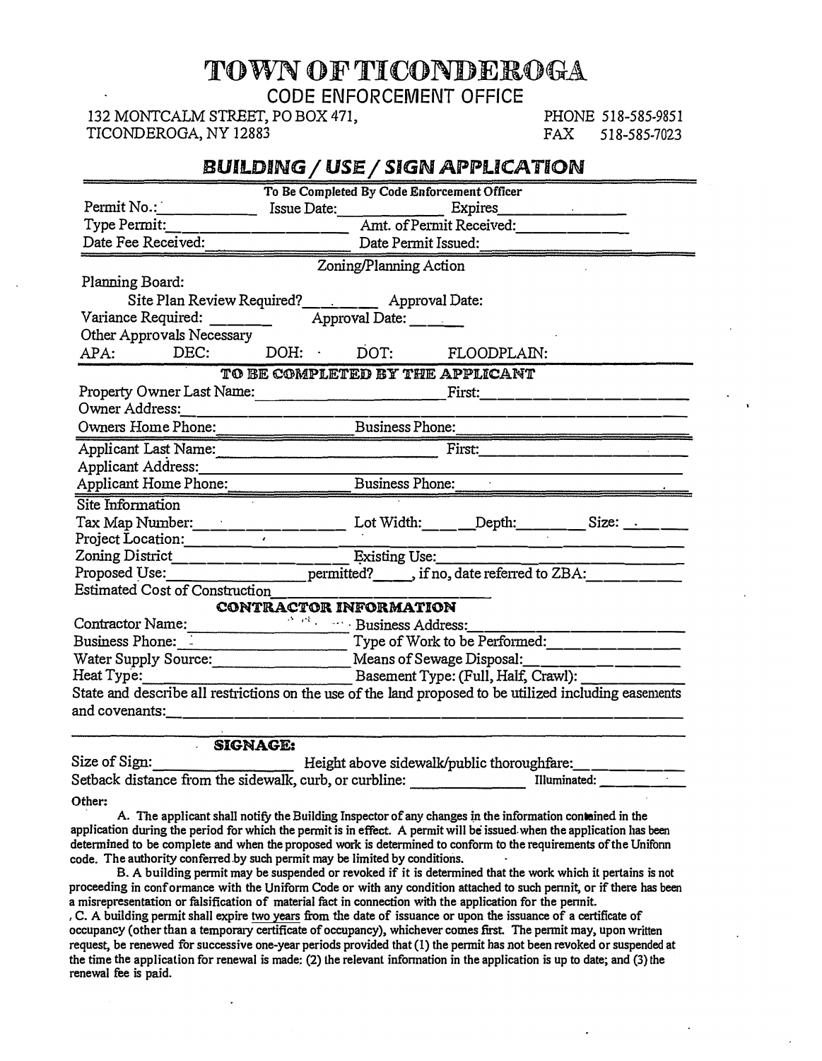# TOWN OF TICONDEROGA

## CODE ENFORCEMENT OFFICE

132 MONTCALM STREET, PO BOX 471,
TICONDEROGA, NY 12883

PHONE 518-585-9851
FAX 518-585-7023

## *BUILDING / USE / SIGN APPLICATION*

**To Be Completed By Code Enforcement Officer**

Permit No.:____________ Issue Date:____________ Expires____________

Type Permit:____________________ Amt. of Permit Received:____________

Date Fee Received:____________________ Date Permit Issued:____________

Zoning/Planning Action

Planning Board:

Site Plan Review Required?__________ Approval Date:

Variance Required: ________ Approval Date: ______

Other Approvals Necessary

APA: DEC: DOH: DOT: FLOODPLAIN:

**TO BE COMPLETED BY THE APPLICANT**

Property Owner Last Name:____________________ First:____________________

Owner Address:________________________________________________

Owners Home Phone:____________________ Business Phone:____________________

Applicant Last Name:____________________ First:____________________

Applicant Address:________________________________________________

Applicant Home Phone:____________________ Business Phone:____________________

Site Information

Tax Map Number:____________________ Lot Width:______Depth:________ Size:______

Project Location:________________________________________________

Zoning District____________________ Existing Use:____________________

Proposed Use:____________________ permitted?_____, if no, date referred to ZBA:__________

Estimated Cost of Construction____________________

**CONTRACTOR INFORMATION**

Contractor Name:____________________ Business Address:____________________

Business Phone:____________________ Type of Work to be Performed:____________________

Water Supply Source:____________________ Means of Sewage Disposal:____________________

Heat Type:____________________ Basement Type: (Full, Half, Crawl):____________

State and describe all restrictions on the use of the land proposed to be utilized including easements and covenants:________________________________________________

________________________________________________

**SIGNAGE:**

Size of Sign:____________________ Height above sidewalk/public thoroughfare:____________

Setback distance from the sidewalk, curb, or curbline: ____________ Illuminated: ____________

**Other:**

A. The applicant shall notify the Building Inspector of any changes in the information contained in the application during the period for which the permit is in effect. A permit will be issued when the application has been determined to be complete and when the proposed work is determined to conform to the requirements of the Uniform code. The authority conferred by such permit may be limited by conditions.

B. A building permit may be suspended or revoked if it is determined that the work which it pertains is not proceeding in conformance with the Uniform Code or with any condition attached to such permit, or if there has been a misrepresentation or falsification of material fact in connection with the application for the permit.

C. A building permit shall expire two years from the date of issuance or upon the issuance of a certificate of occupancy (other than a temporary certificate of occupancy), whichever comes first. The permit may, upon written request, be renewed for successive one-year periods provided that (1) the permit has not been revoked or suspended at the time the application for renewal is made: (2) the relevant information in the application is up to date; and (3) the renewal fee is paid.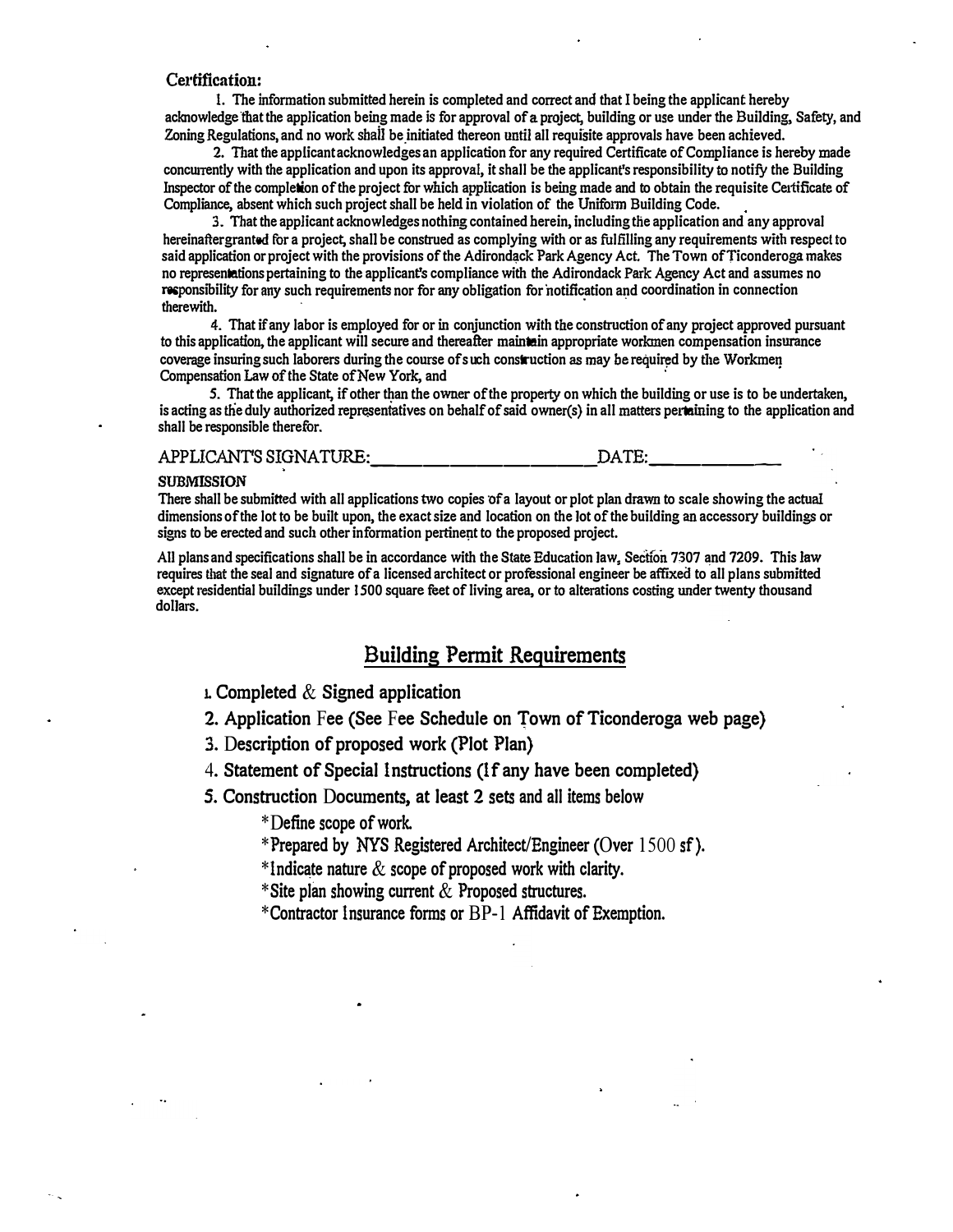**Certification:**

1. The information submitted herein is completed and correct and that I being the applicant hereby acknowledge that the application being made is for approval of a project, building or use under the Building, Safety, and Zoning Regulations, and no work shall be initiated thereon until all requisite approvals have been achieved.

2. That the applicant acknowledges an application for any required Certificate of Compliance is hereby made concurrently with the application and upon its approval, it shall be the applicant's responsibility to notify the Building Inspector of the completion of the project for which application is being made and to obtain the requisite Certificate of Compliance, absent which such project shall be held in violation of the Uniform Building Code.

3. That the applicant acknowledges nothing contained herein, including the application and any approval hereinafter granted for a project, shall be construed as complying with or as fulfilling any requirements with respect to said application or project with the provisions of the Adirondack Park Agency Act. The Town of Ticonderoga makes no representations pertaining to the applicant's compliance with the Adirondack Park Agency Act and assumes no responsibility for any such requirements nor for any obligation for notification and coordination in connection therewith.

4. That if any labor is employed for or in conjunction with the construction of any project approved pursuant to this application, the applicant will secure and thereafter maintain appropriate workmen compensation insurance coverage insuring such laborers during the course of such construction as may be required by the Workmen Compensation Law of the State of New York, and

5. That the applicant, if other than the owner of the property on which the building or use is to be undertaken, is acting as the duly authorized representatives on behalf of said owner(s) in all matters pertaining to the application and shall be responsible therefor.

APPLICANT'S SIGNATURE:\_\_\_\_\_\_\_\_\_\_\_\_\_\_\_\_\_\_\_\_\_\_\_\_ DATE:\_\_\_\_\_\_\_\_\_\_\_\_\_\_

**SUBMISSION**

There shall be submitted with all applications two copies of a layout or plot plan drawn to scale showing the actual dimensions of the lot to be built upon, the exact size and location on the lot of the building an accessory buildings or signs to be erected and such other information pertinent to the proposed project.

All plans and specifications shall be in accordance with the State Education law, Section 7307 and 7209. This law requires that the seal and signature of a licensed architect or professional engineer be affixed to all plans submitted except residential buildings under 1500 square feet of living area, or to alterations costing under twenty thousand dollars.

## Building Permit Requirements

1. Completed & Signed application
2. Application Fee (See Fee Schedule on Town of Ticonderoga web page)
3. Description of proposed work (Plot Plan)
4. Statement of Special Instructions (If any have been completed)
5. Construction Documents, at least 2 sets and all items below
   - *Define scope of work.
   - *Prepared by NYS Registered Architect/Engineer (Over 1500 sf).
   - *Indicate nature & scope of proposed work with clarity.
   - *Site plan showing current & Proposed structures.
   - *Contractor Insurance forms or BP-1 Affidavit of Exemption.